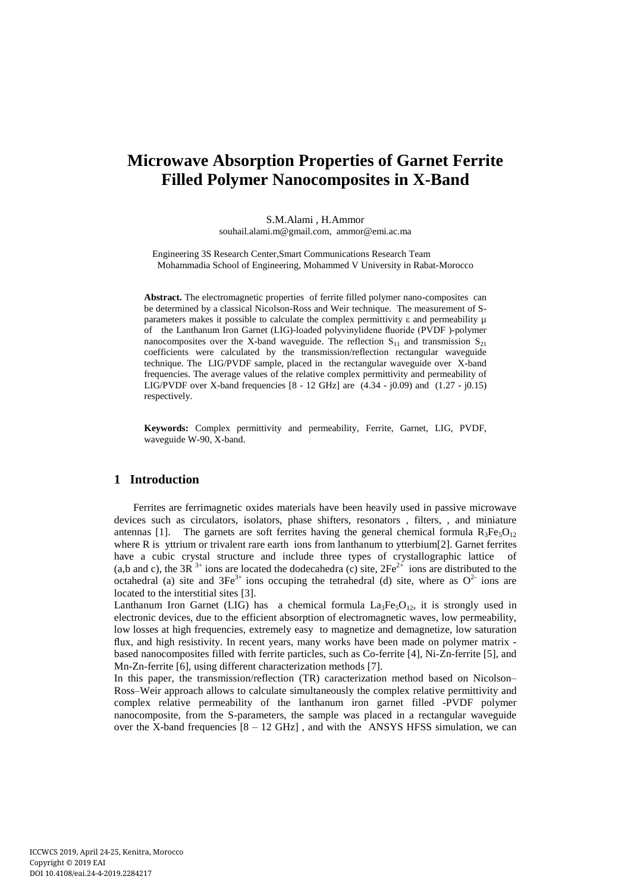# Microwave Absorption Properties of Garnet Ferrite Filled Polymer Nanocomposites in X-Band

S.M.Alami , H.Ammor

souhail.alami.m@gmail.com, ammor@emi.ac.ma

Engineering 3S Research Center,Smart Communications Research Team
Mohammadia School of Engineering, Mohammed V University in Rabat-Morocco

**Abstract.** The electromagnetic properties of ferrite filled polymer nano-composites can be determined by a classical Nicolson-Ross and Weir technique. The measurement of S-parameters makes it possible to calculate the complex permittivity ε and permeability μ of the Lanthanum Iron Garnet (LIG)-loaded polyvinylidene fluoride (PVDF )-polymer nanocomposites over the X-band waveguide. The reflection $S_{11}$ and transmission $S_{21}$ coefficients were calculated by the transmission/reflection rectangular waveguide technique. The LIG/PVDF sample, placed in the rectangular waveguide over X-band frequencies. The average values of the relative complex permittivity and permeability of LIG/PVDF over X-band frequencies [8 - 12 GHz] are (4.34 - j0.09) and (1.27 - j0.15) respectively.

**Keywords:** Complex permittivity and permeability, Ferrite, Garnet, LIG, PVDF, waveguide W-90, X-band.

## 1 Introduction

Ferrites are ferrimagnetic oxides materials have been heavily used in passive microwave devices such as circulators, isolators, phase shifters, resonators , filters, , and miniature antennas [1]. The garnets are soft ferrites having the general chemical formula $R_3Fe_5O_{12}$ where R is yttrium or trivalent rare earth ions from lanthanum to ytterbium[2]. Garnet ferrites have a cubic crystal structure and include three types of crystallographic lattice of (a,b and c), the $3R^{3+}$ ions are located the dodecahedra (c) site, $2Fe^{2+}$ ions are distributed to the octahedral (a) site and $3Fe^{3+}$ ions occuping the tetrahedral (d) site, where as $O^{2-}$ ions are located to the interstitial sites [3].

Lanthanum Iron Garnet (LIG) has a chemical formula $La_3Fe_5O_{12}$, it is strongly used in electronic devices, due to the efficient absorption of electromagnetic waves, low permeability, low losses at high frequencies, extremely easy to magnetize and demagnetize, low saturation flux, and high resistivity. In recent years, many works have been made on polymer matrix - based nanocomposites filled with ferrite particles, such as Co-ferrite [4], Ni-Zn-ferrite [5], and Mn-Zn-ferrite [6], using different characterization methods [7].

In this paper, the transmission/reflection (TR) caracterization method based on Nicolson–Ross–Weir approach allows to calculate simultaneously the complex relative permittivity and complex relative permeability of the lanthanum iron garnet filled -PVDF polymer nanocomposite, from the S-parameters, the sample was placed in a rectangular waveguide over the X-band frequencies [8 – 12 GHz] , and with the ANSYS HFSS simulation, we can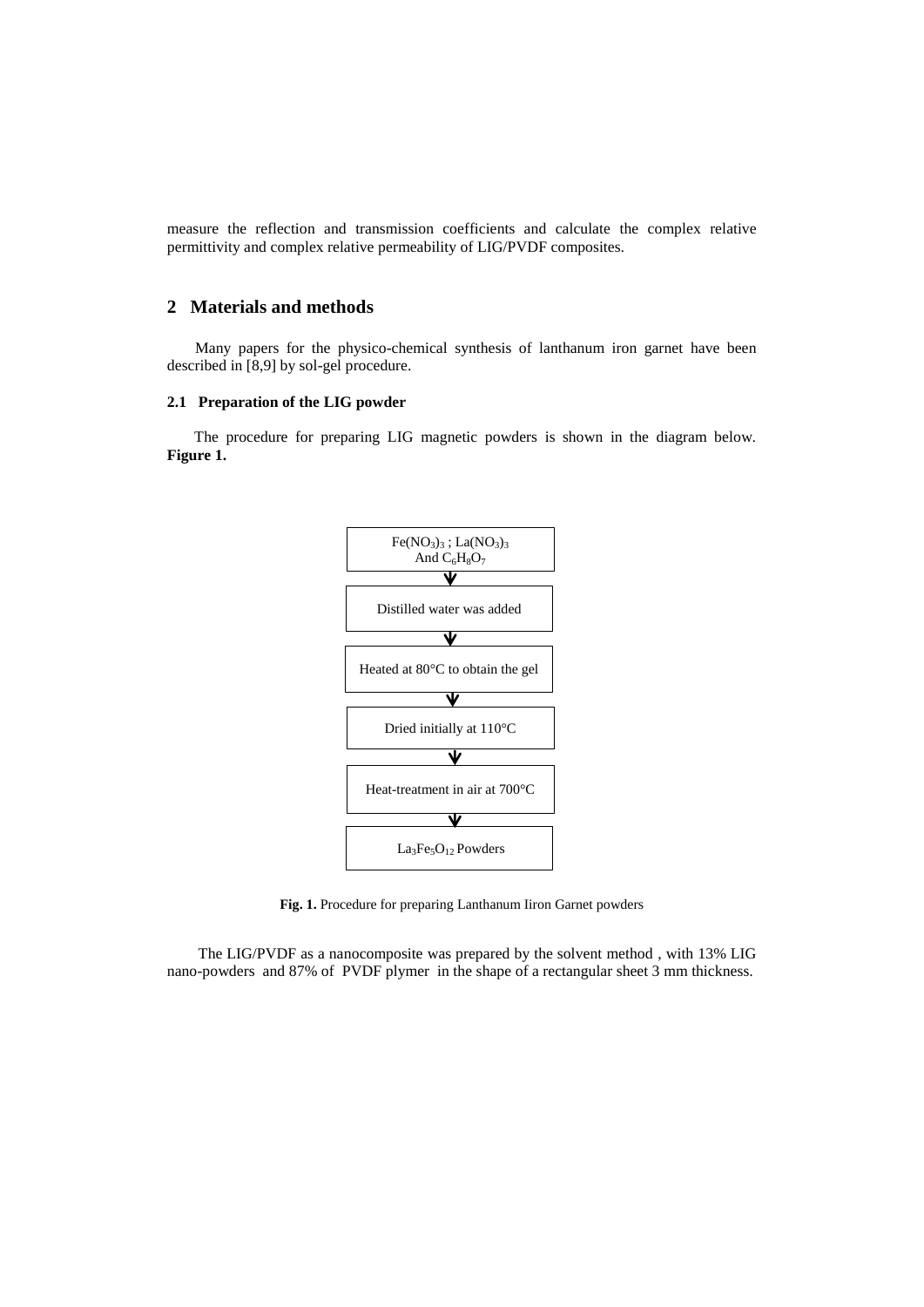measure the reflection and transmission coefficients and calculate the complex relative permittivity and complex relative permeability of LIG/PVDF composites.

## 2 Materials and methods

Many papers for the physico-chemical synthesis of lanthanum iron garnet have been described in [8,9] by sol-gel procedure.

### 2.1 Preparation of the LIG powder

The procedure for preparing LIG magnetic powders is shown in the diagram below. **Figure 1.**

$Fe(NO_3)_3$ ; $La(NO_3)_3$ And $C_6H_8O_7$

↓

Distilled water was added

↓

Heated at 80°C to obtain the gel

↓

Dried initially at 110°C

↓

Heat-treatment in air at 700°C

↓

$La_3Fe_5O_{12}$ Powders

**Fig. 1.** Procedure for preparing Lanthanum Iiron Garnet powders

The LIG/PVDF as a nanocomposite was prepared by the solvent method , with 13% LIG nano-powders and 87% of PVDF plymer in the shape of a rectangular sheet 3 mm thickness.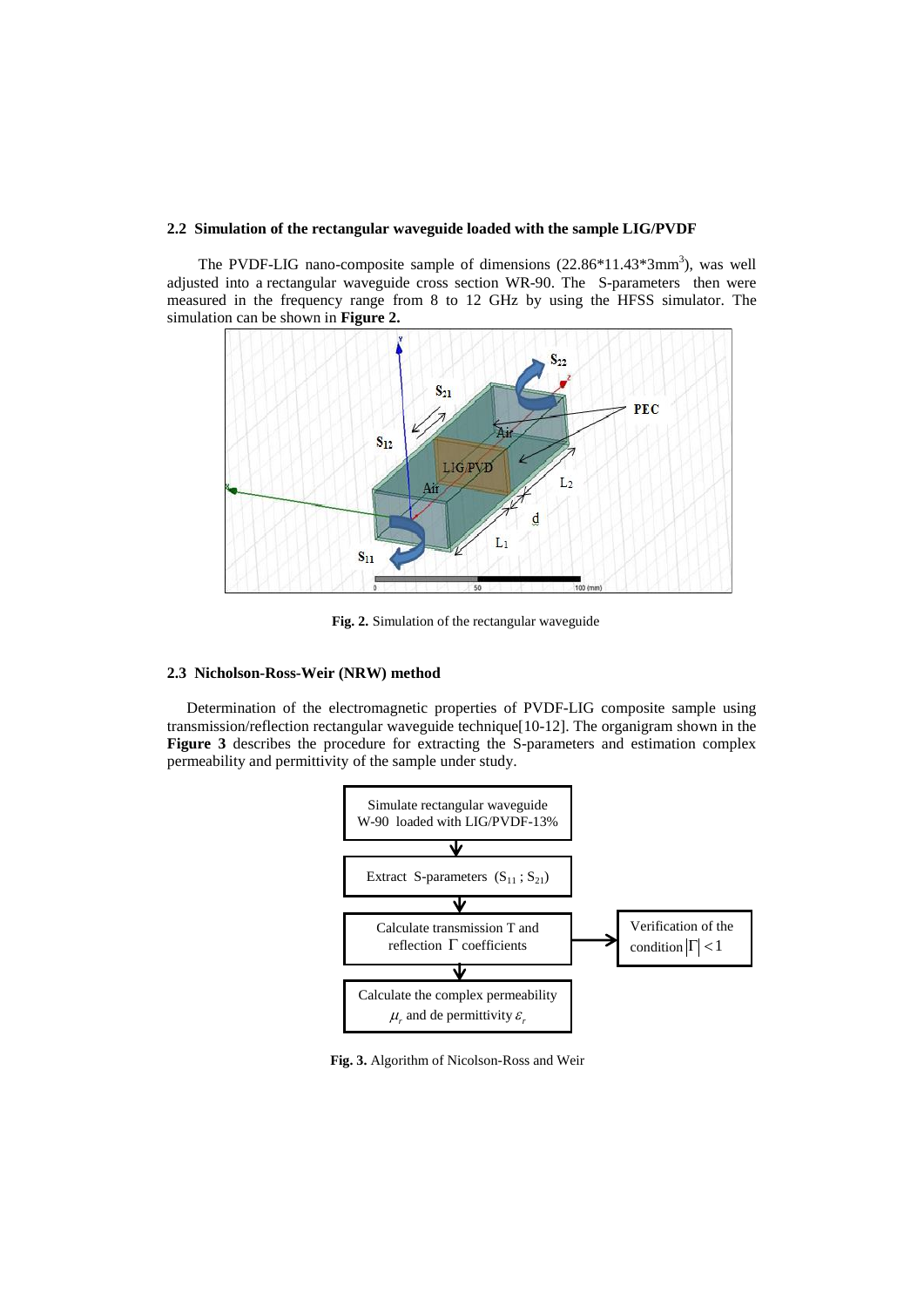### 2.2 Simulation of the rectangular waveguide loaded with the sample LIG/PVDF

The PVDF-LIG nano-composite sample of dimensions ($22.86*11.43*3mm^3$), was well adjusted into a rectangular waveguide cross section WR-90. The S-parameters then were measured in the frequency range from 8 to 12 GHz by using the HFSS simulator. The simulation can be shown in **Figure 2.**

**Fig. 2.** Simulation of the rectangular waveguide

### 2.3 Nicholson-Ross-Weir (NRW) method

Determination of the electromagnetic properties of PVDF-LIG composite sample using transmission/reflection rectangular waveguide technique[10-12]. The organigram shown in the **Figure 3** describes the procedure for extracting the S-parameters and estimation complex permeability and permittivity of the sample under study.

Simulate rectangular waveguide W-90 loaded with LIG/PVDF-13%

↓

Extract S-parameters ($S_{11}$ ; $S_{21}$)

↓

Calculate transmission T and reflection $\Gamma$ coefficients → Verification of the condition $|\Gamma| < 1$

↓

Calculate the complex permeability $\mu_r$ and de permittivity $\varepsilon_r$

**Fig. 3.** Algorithm of Nicolson-Ross and Weir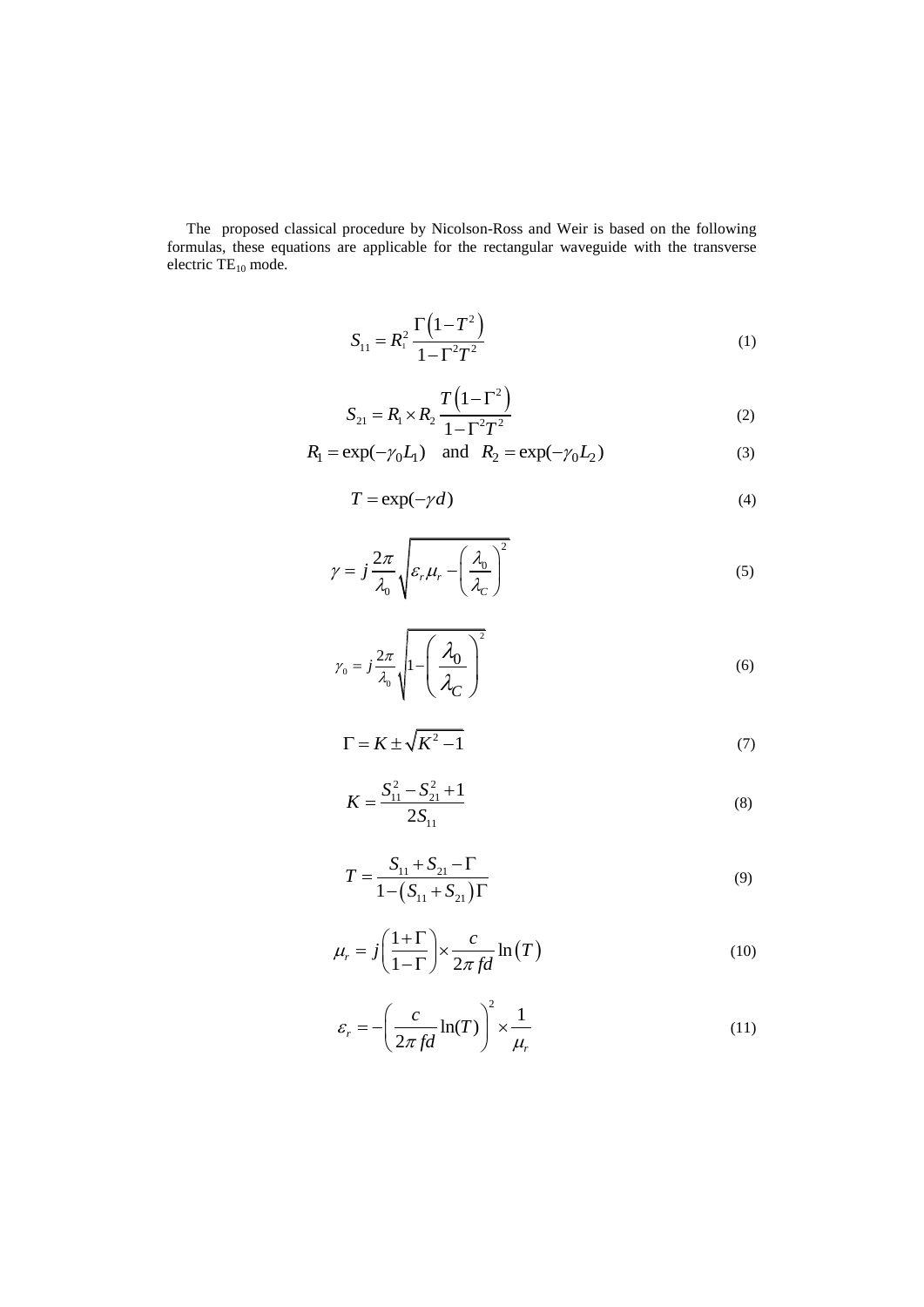The proposed classical procedure by Nicolson-Ross and Weir is based on the following formulas, these equations are applicable for the rectangular waveguide with the transverse electric $TE_{10}$ mode.

$$S_{11} = R_1^2 \frac{\Gamma\left(1-T^2\right)}{1-\Gamma^2 T^2} \tag{1}$$

$$S_{21} = R_1 \times R_2 \frac{T\left(1-\Gamma^2\right)}{1-\Gamma^2 T^2} \tag{2}$$

$$R_1 = \exp(-\gamma_0 L_1) \quad \text{and} \quad R_2 = \exp(-\gamma_0 L_2) \tag{3}$$

$$T = \exp(-\gamma d) \tag{4}$$

$$\gamma = j\frac{2\pi}{\lambda_0}\sqrt{\varepsilon_r \mu_r - \left(\frac{\lambda_0}{\lambda_C}\right)^2} \tag{5}$$

$$\gamma_0 = j\frac{2\pi}{\lambda_0}\sqrt{1-\left(\frac{\lambda_0}{\lambda_C}\right)^2} \tag{6}$$

$$\Gamma = K \pm \sqrt{K^2 - 1} \tag{7}$$

$$K = \frac{S_{11}^2 - S_{21}^2 + 1}{2S_{11}} \tag{8}$$

$$T = \frac{S_{11} + S_{21} - \Gamma}{1-\left(S_{11} + S_{21}\right)\Gamma} \tag{9}$$

$$\mu_r = j\left(\frac{1+\Gamma}{1-\Gamma}\right) \times \frac{c}{2\pi f d}\ln\left(T\right) \tag{10}$$

$$\varepsilon_r = -\left(\frac{c}{2\pi f d}\ln(T)\right)^2 \times \frac{1}{\mu_r} \tag{11}$$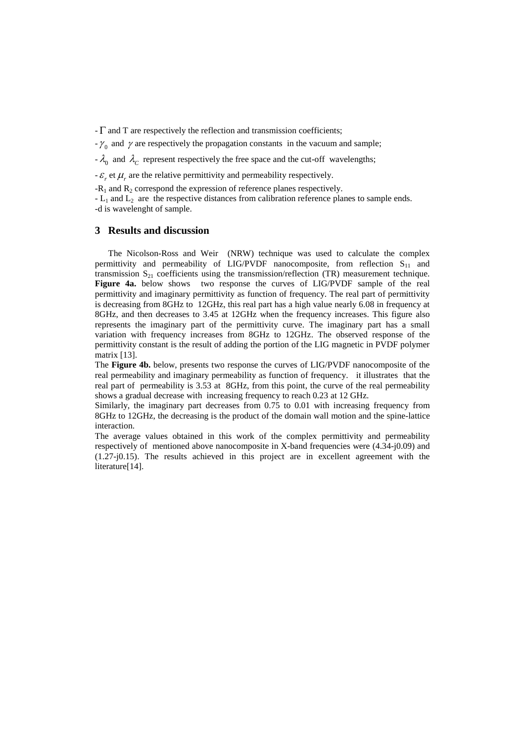- $\Gamma$ and T are respectively the reflection and transmission coefficients;

- $\gamma_0$ and $\gamma$ are respectively the propagation constants in the vacuum and sample;

- $\lambda_0$ and $\lambda_C$ represent respectively the free space and the cut-off wavelengths;

- $\varepsilon_r$ et $\mu_r$ are the relative permittivity and permeability respectively.

-$R_1$ and $R_2$ correspond the expression of reference planes respectively.

- $L_1$ and $L_2$ are the respective distances from calibration reference planes to sample ends.

-d is wavelenght of sample.

## 3 Results and discussion

The Nicolson-Ross and Weir (NRW) technique was used to calculate the complex permittivity and permeability of LIG/PVDF nanocomposite, from reflection $S_{11}$ and transmission $S_{21}$ coefficients using the transmission/reflection (TR) measurement technique. **Figure 4a.** below shows two response the curves of LIG/PVDF sample of the real permittivity and imaginary permittivity as function of frequency. The real part of permittivity is decreasing from 8GHz to 12GHz, this real part has a high value nearly 6.08 in frequency at 8GHz, and then decreases to 3.45 at 12GHz when the frequency increases. This figure also represents the imaginary part of the permittivity curve. The imaginary part has a small variation with frequency increases from 8GHz to 12GHz. The observed response of the permittivity constant is the result of adding the portion of the LIG magnetic in PVDF polymer matrix [13].

The **Figure 4b.** below, presents two response the curves of LIG/PVDF nanocomposite of the real permeability and imaginary permeability as function of frequency. it illustrates that the real part of permeability is 3.53 at 8GHz, from this point, the curve of the real permeability shows a gradual decrease with increasing frequency to reach 0.23 at 12 GHz.

Similarly, the imaginary part decreases from 0.75 to 0.01 with increasing frequency from 8GHz to 12GHz, the decreasing is the product of the domain wall motion and the spine-lattice interaction.

The average values obtained in this work of the complex permittivity and permeability respectively of mentioned above nanocomposite in X-band frequencies were (4.34-j0.09) and (1.27-j0.15). The results achieved in this project are in excellent agreement with the literature[14].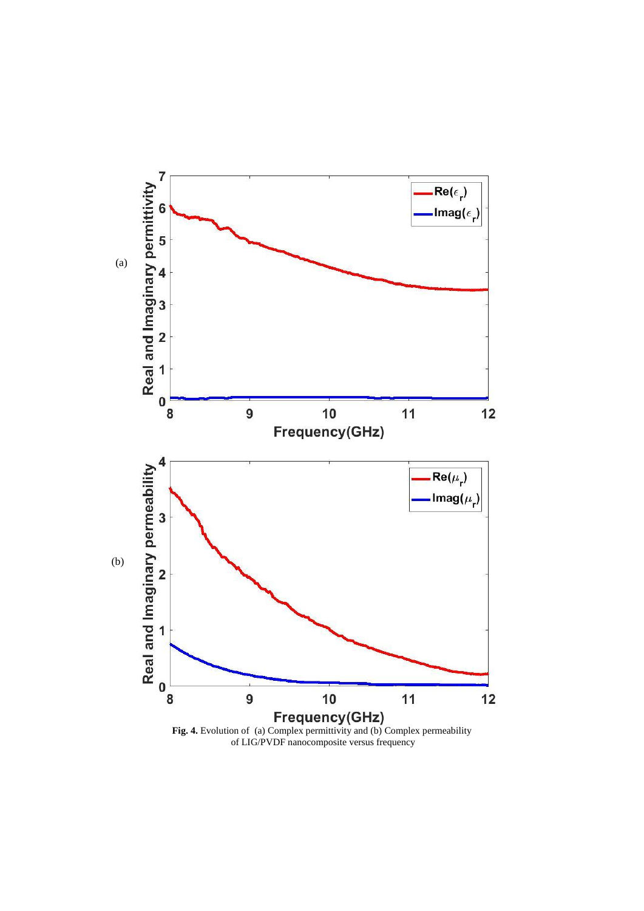**Fig. 4.** Evolution of (a) Complex permittivity and (b) Complex permeability of LIG/PVDF nanocomposite versus frequency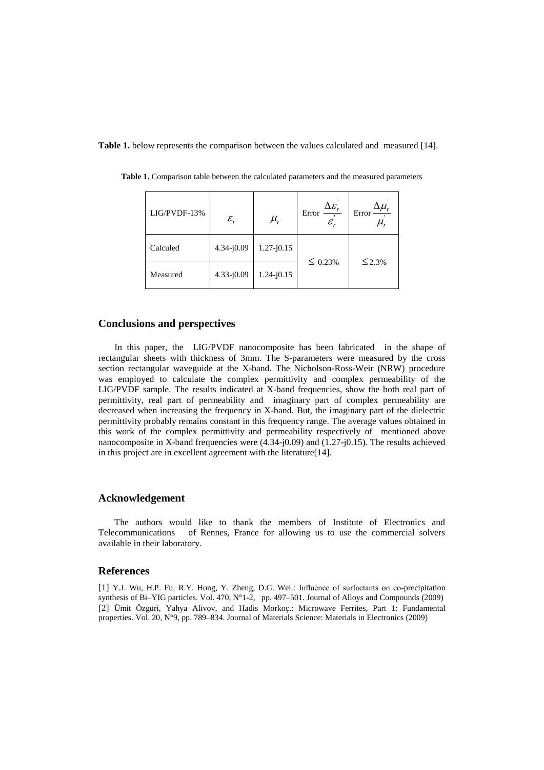**Table 1.** below represents the comparison between the values calculated and measured [14].

**Table 1.** Comparison table between the calculated parameters and the measured parameters

| LIG/PVDF-13% | $\varepsilon_r$ | $\mu_r$ | Error $\frac{\Delta\varepsilon_r^{'}}{\varepsilon_r^{'}}$ | Error $\frac{\Delta\mu_r^{'}}{\mu_r^{'}}$ |
|---|---|---|---|---|
| Calculed | 4.34-j0.09 | 1.27-j0.15 | $\leq$ 0.23% | $\leq$2.3% |
| Measured | 4.33-j0.09 | 1.24-j0.15 | | |

## Conclusions and perspectives

In this paper, the LIG/PVDF nanocomposite has been fabricated in the shape of rectangular sheets with thickness of 3mm. The S-parameters were measured by the cross section rectangular waveguide at the X-band. The Nicholson-Ross-Weir (NRW) procedure was employed to calculate the complex permittivity and complex permeability of the LIG/PVDF sample. The results indicated at X-band frequencies, show the both real part of permittivity, real part of permeability and imaginary part of complex permeability are decreased when increasing the frequency in X-band. But, the imaginary part of the dielectric permittivity probably remains constant in this frequency range. The average values obtained in this work of the complex permittivity and permeability respectively of mentioned above nanocomposite in X-band frequencies were (4.34-j0.09) and (1.27-j0.15). The results achieved in this project are in excellent agreement with the literature[14].

## Acknowledgement

The authors would like to thank the members of Institute of Electronics and Telecommunications of Rennes, France for allowing us to use the commercial solvers available in their laboratory.

## References

[1] Y.J. Wu, H.P. Fu, R.Y. Hong, Y. Zheng, D.G. Wei.: Influence of surfactants on co-precipitation synthesis of Bi–YIG particles. Vol. 470, N°1-2, pp. 497–501. Journal of Alloys and Compounds (2009)

[2] Ümit Özgüri, Yahya Alivov, and Hadis Morkoç.: Microwave Ferrites, Part 1: Fundamental properties. Vol. 20, N°9, pp. 789–834. Journal of Materials Science: Materials in Electronics (2009)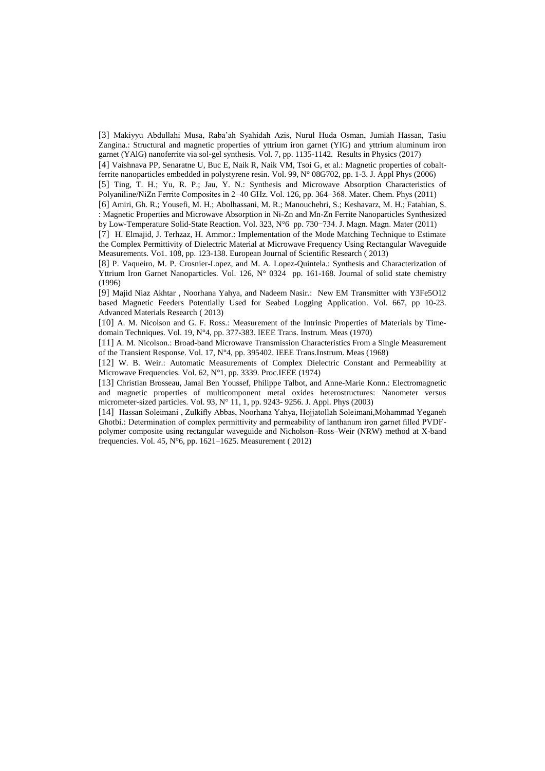[3] Makiyyu Abdullahi Musa, Raba'ah Syahidah Azis, Nurul Huda Osman, Jumiah Hassan, Tasiu Zangina.: Structural and magnetic properties of yttrium iron garnet (YIG) and yttrium aluminum iron garnet (YAlG) nanoferrite via sol-gel synthesis. Vol. 7, pp. 1135-1142. Results in Physics (2017)

[4] Vaishnava PP, Senaratne U, Buc E, Naik R, Naik VM, Tsoi G, et al.: Magnetic properties of cobalt-ferrite nanoparticles embedded in polystyrene resin. Vol. 99, N° 08G702, pp. 1-3. J. Appl Phys (2006)

[5] Ting, T. H.; Yu, R. P.; Jau, Y. N.: Synthesis and Microwave Absorption Characteristics of Polyaniline/NiZn Ferrite Composites in 2−40 GHz. Vol. 126, pp. 364−368. Mater. Chem. Phys (2011)

[6] Amiri, Gh. R.; Yousefi, M. H.; Abolhassani, M. R.; Manouchehri, S.; Keshavarz, M. H.; Fatahian, S. : Magnetic Properties and Microwave Absorption in Ni-Zn and Mn-Zn Ferrite Nanoparticles Synthesized by Low-Temperature Solid-State Reaction. Vol. 323, N°6 pp. 730−734. J. Magn. Magn. Mater (2011)

[7] H. Elmajid, J. Terhzaz, H. Ammor.: Implementation of the Mode Matching Technique to Estimate the Complex Permittivity of Dielectric Material at Microwave Frequency Using Rectangular Waveguide Measurements. Vo1. 108, pp. 123-138. European Journal of Scientific Research ( 2013)

[8] P. Vaqueiro, M. P. Crosnier-Lopez, and M. A. Lopez-Quintela.: Synthesis and Characterization of Yttrium Iron Garnet Nanoparticles. Vol. 126, N° 0324 pp. 161-168. Journal of solid state chemistry (1996)

[9] Majid Niaz Akhtar , Noorhana Yahya, and Nadeem Nasir.: New EM Transmitter with $Y_3Fe_5O_{12}$ based Magnetic Feeders Potentially Used for Seabed Logging Application. Vol. 667, pp 10-23. Advanced Materials Research ( 2013)

[10] A. M. Nicolson and G. F. Ross.: Measurement of the Intrinsic Properties of Materials by Time-domain Techniques. Vol. 19, N°4, pp. 377-383. IEEE Trans. Instrum. Meas (1970)

[11] A. M. Nicolson.: Broad-band Microwave Transmission Characteristics From a Single Measurement of the Transient Response. Vol. 17, N°4, pp. 395402. IEEE Trans.Instrum. Meas (1968)

[12] W. B. Weir.: Automatic Measurements of Complex Dielectric Constant and Permeability at Microwave Frequencies. Vol. 62, N°1, pp. 3339. Proc.IEEE (1974)

[13] Christian Brosseau, Jamal Ben Youssef, Philippe Talbot, and Anne-Marie Konn.: Electromagnetic and magnetic properties of multicomponent metal oxides heterostructures: Nanometer versus micrometer-sized particles. Vol. 93, N° 11, 1, pp. 9243- 9256. J. Appl. Phys (2003)

[14] Hassan Soleimani , Zulkifly Abbas, Noorhana Yahya, Hojjatollah Soleimani,Mohammad Yeganeh Ghotbi.: Determination of complex permittivity and permeability of lanthanum iron garnet filled PVDF-polymer composite using rectangular waveguide and Nicholson–Ross–Weir (NRW) method at X-band frequencies. Vol. 45, N°6, pp. 1621–1625. Measurement ( 2012)